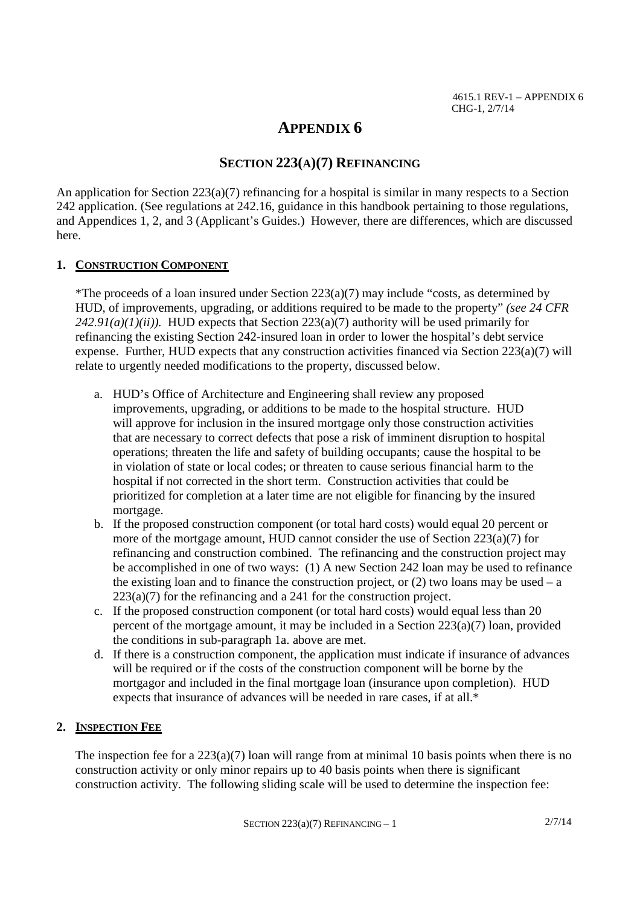# APPENDIX 6

## SECTION 223(A)(7) REFINANCING

An application for Section 223(a)(7) refinancing for a hospital is similar in many respects to a Section 242 application. (See regulations at 242.16, guidance in this handbook pertaining to those regulations, and Appendices 1, 2, and 3 (Applicant's Guides.) However, there are differences, which are discussed here.

### 1. CONSTRUCTION COMPONENT

*The proceeds of a loan insured under Section 223(a)(7) may include "costs, as determined by HUD, of improvements, upgrading, or additions required to be made to the property" *(see 24 CFR 242.91(a)(1)(ii)).* HUD expects that Section 223(a)(7) authority will be used primarily for refinancing the existing Section 242-insured loan in order to lower the hospital's debt service expense. Further, HUD expects that any construction activities financed via Section 223(a)(7) will relate to urgently needed modifications to the property, discussed below.

a. HUD's Office of Architecture and Engineering shall review any proposed improvements, upgrading, or additions to be made to the hospital structure. HUD will approve for inclusion in the insured mortgage only those construction activities that are necessary to correct defects that pose a risk of imminent disruption to hospital operations; threaten the life and safety of building occupants; cause the hospital to be in violation of state or local codes; or threaten to cause serious financial harm to the hospital if not corrected in the short term. Construction activities that could be prioritized for completion at a later time are not eligible for financing by the insured mortgage.

b. If the proposed construction component (or total hard costs) would equal 20 percent or more of the mortgage amount, HUD cannot consider the use of Section 223(a)(7) for refinancing and construction combined. The refinancing and the construction project may be accomplished in one of two ways: (1) A new Section 242 loan may be used to refinance the existing loan and to finance the construction project, or (2) two loans may be used – a 223(a)(7) for the refinancing and a 241 for the construction project.

c. If the proposed construction component (or total hard costs) would equal less than 20 percent of the mortgage amount, it may be included in a Section 223(a)(7) loan, provided the conditions in sub-paragraph 1a. above are met.

d. If there is a construction component, the application must indicate if insurance of advances will be required or if the costs of the construction component will be borne by the mortgagor and included in the final mortgage loan (insurance upon completion). HUD expects that insurance of advances will be needed in rare cases, if at all.*

### 2. INSPECTION FEE

The inspection fee for a 223(a)(7) loan will range from at minimal 10 basis points when there is no construction activity or only minor repairs up to 40 basis points when there is significant construction activity. The following sliding scale will be used to determine the inspection fee: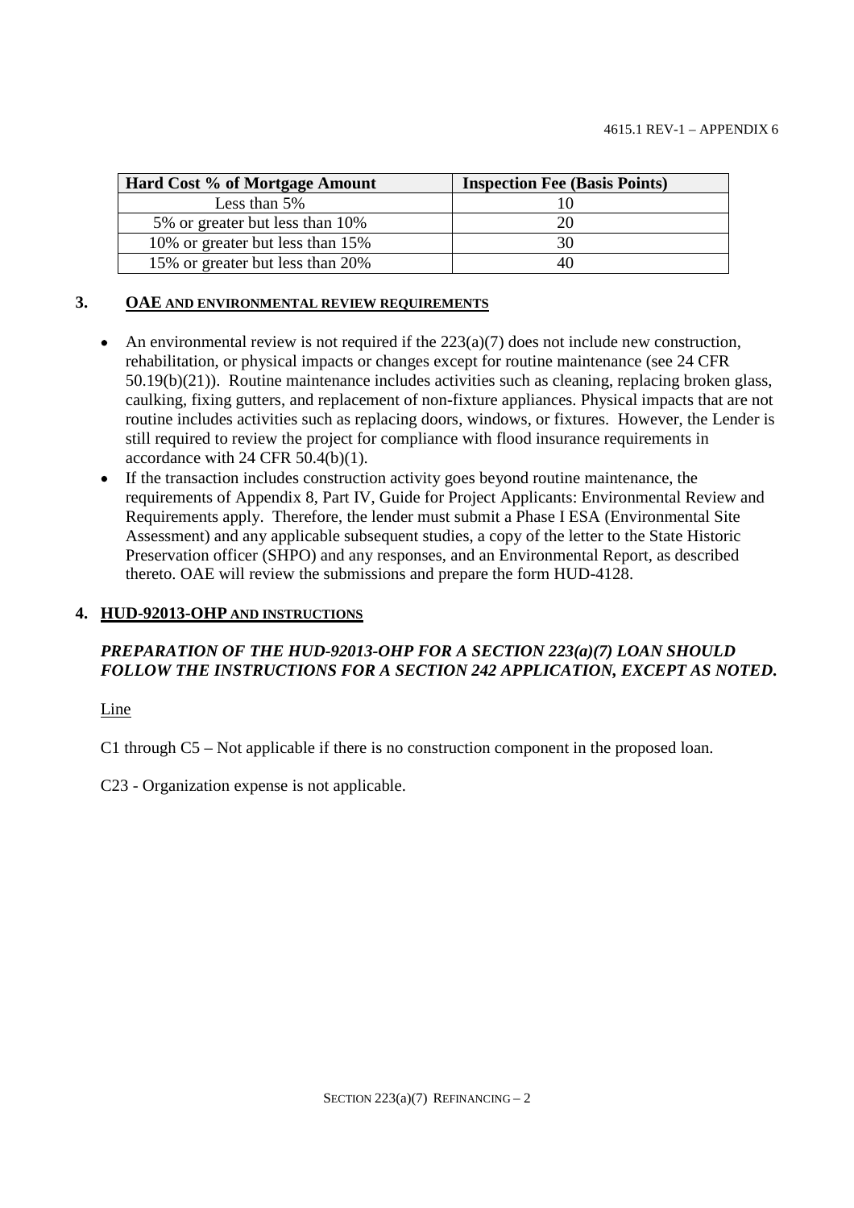| Hard Cost % of Mortgage Amount | Inspection Fee (Basis Points) |
|---|---|
| Less than 5% | 10 |
| 5% or greater but less than 10% | 20 |
| 10% or greater but less than 15% | 30 |
| 15% or greater but less than 20% | 40 |

## 3. OAE AND ENVIRONMENTAL REVIEW REQUIREMENTS

- An environmental review is not required if the 223(a)(7) does not include new construction, rehabilitation, or physical impacts or changes except for routine maintenance (see 24 CFR 50.19(b)(21)). Routine maintenance includes activities such as cleaning, replacing broken glass, caulking, fixing gutters, and replacement of non-fixture appliances. Physical impacts that are not routine includes activities such as replacing doors, windows, or fixtures. However, the Lender is still required to review the project for compliance with flood insurance requirements in accordance with 24 CFR 50.4(b)(1).
- If the transaction includes construction activity goes beyond routine maintenance, the requirements of Appendix 8, Part IV, Guide for Project Applicants: Environmental Review and Requirements apply. Therefore, the lender must submit a Phase I ESA (Environmental Site Assessment) and any applicable subsequent studies, a copy of the letter to the State Historic Preservation officer (SHPO) and any responses, and an Environmental Report, as described thereto. OAE will review the submissions and prepare the form HUD-4128.

## 4. HUD-92013-OHP AND INSTRUCTIONS

***PREPARATION OF THE HUD-92013-OHP FOR A SECTION 223(a)(7) LOAN SHOULD FOLLOW THE INSTRUCTIONS FOR A SECTION 242 APPLICATION, EXCEPT AS NOTED.***

Line

C1 through C5 – Not applicable if there is no construction component in the proposed loan.

C23 - Organization expense is not applicable.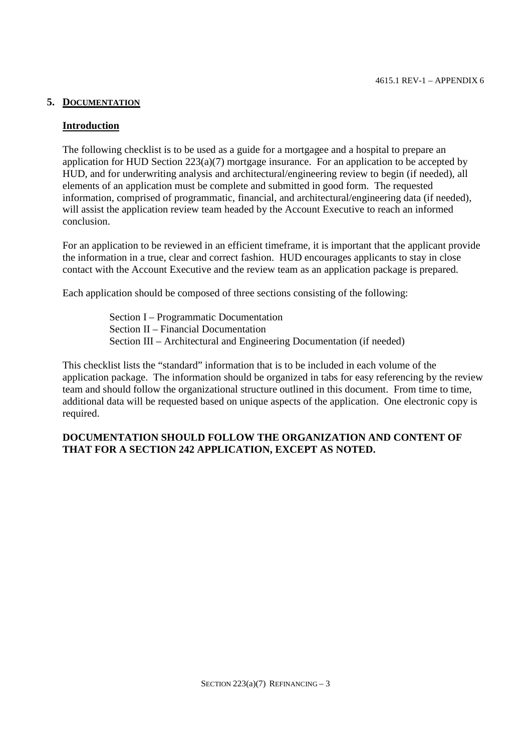## 5. DOCUMENTATION

### Introduction

The following checklist is to be used as a guide for a mortgagee and a hospital to prepare an application for HUD Section 223(a)(7) mortgage insurance. For an application to be accepted by HUD, and for underwriting analysis and architectural/engineering review to begin (if needed), all elements of an application must be complete and submitted in good form. The requested information, comprised of programmatic, financial, and architectural/engineering data (if needed), will assist the application review team headed by the Account Executive to reach an informed conclusion.

For an application to be reviewed in an efficient timeframe, it is important that the applicant provide the information in a true, clear and correct fashion. HUD encourages applicants to stay in close contact with the Account Executive and the review team as an application package is prepared.

Each application should be composed of three sections consisting of the following:

Section I – Programmatic Documentation
Section II – Financial Documentation
Section III – Architectural and Engineering Documentation (if needed)

This checklist lists the "standard" information that is to be included in each volume of the application package. The information should be organized in tabs for easy referencing by the review team and should follow the organizational structure outlined in this document. From time to time, additional data will be requested based on unique aspects of the application. One electronic copy is required.

**DOCUMENTATION SHOULD FOLLOW THE ORGANIZATION AND CONTENT OF THAT FOR A SECTION 242 APPLICATION, EXCEPT AS NOTED.**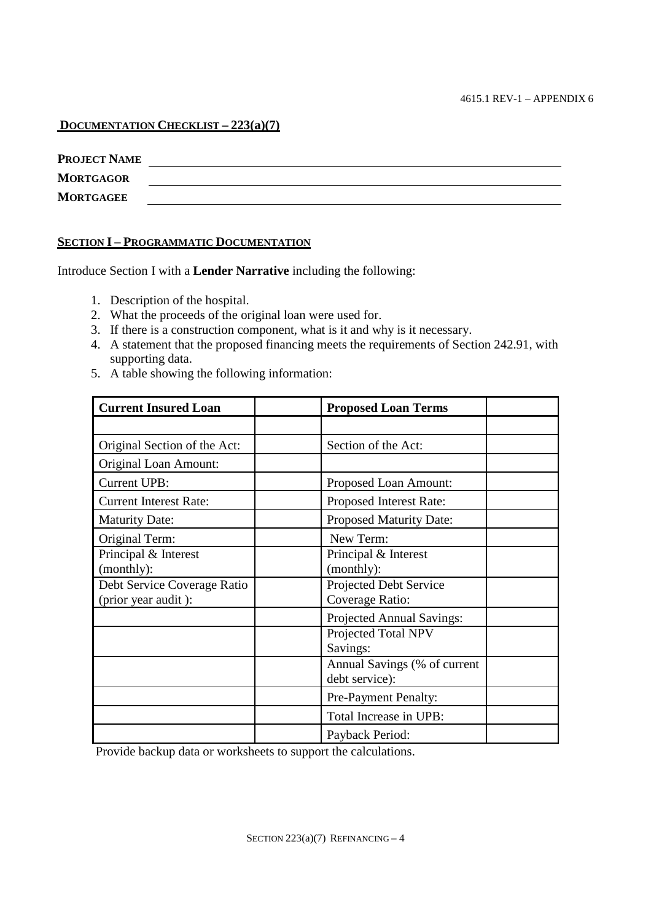## DOCUMENTATION CHECKLIST – 223(a)(7)

**PROJECT NAME** ______________________________

**MORTGAGOR** ______________________________

**MORTGAGEE** ______________________________

### SECTION I – PROGRAMMATIC DOCUMENTATION

Introduce Section I with a **Lender Narrative** including the following:

1. Description of the hospital.
2. What the proceeds of the original loan were used for.
3. If there is a construction component, what is it and why is it necessary.
4. A statement that the proposed financing meets the requirements of Section 242.91, with supporting data.
5. A table showing the following information:

| Current Insured Loan | | Proposed Loan Terms | |
|---|---|---|---|
| | | | |
| Original Section of the Act: | | Section of the Act: | |
| Original Loan Amount: | | | |
| Current UPB: | | Proposed Loan Amount: | |
| Current Interest Rate: | | Proposed Interest Rate: | |
| Maturity Date: | | Proposed Maturity Date: | |
| Original Term: | | New Term: | |
| Principal & Interest (monthly): | | Principal & Interest (monthly): | |
| Debt Service Coverage Ratio (prior year audit ): | | Projected Debt Service Coverage Ratio: | |
| | | Projected Annual Savings: | |
| | | Projected Total NPV Savings: | |
| | | Annual Savings (% of current debt service): | |
| | | Pre-Payment Penalty: | |
| | | Total Increase in UPB: | |
| | | Payback Period: | |

Provide backup data or worksheets to support the calculations.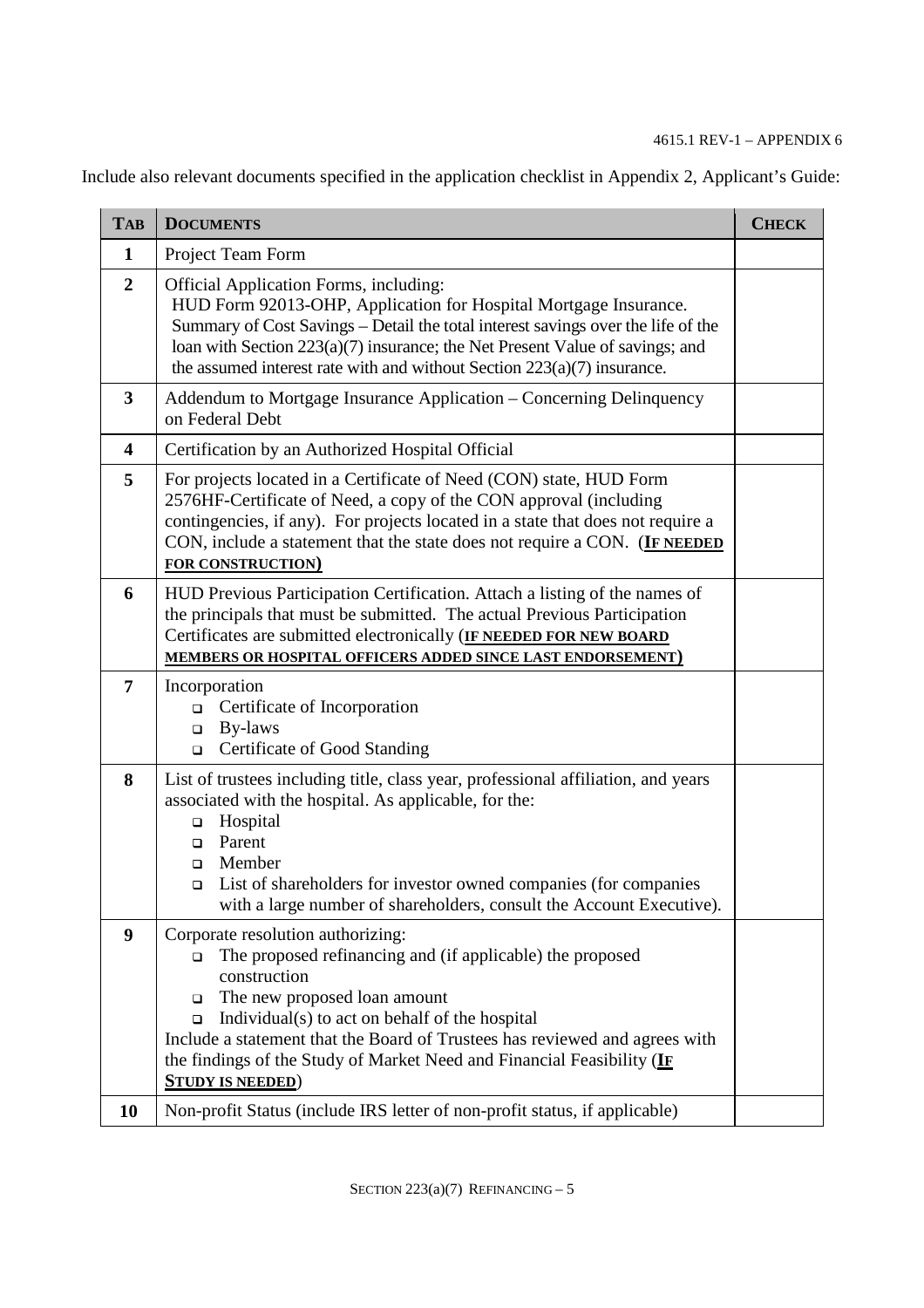Include also relevant documents specified in the application checklist in Appendix 2, Applicant's Guide:

| **TAB** | **DOCUMENTS** | **CHECK** |
|---|---|---|
| **1** | Project Team Form | |
| **2** | Official Application Forms, including:<br>HUD Form 92013-OHP, Application for Hospital Mortgage Insurance.<br>Summary of Cost Savings – Detail the total interest savings over the life of the loan with Section 223(a)(7) insurance; the Net Present Value of savings; and the assumed interest rate with and without Section 223(a)(7) insurance. | |
| **3** | Addendum to Mortgage Insurance Application – Concerning Delinquency on Federal Debt | |
| **4** | Certification by an Authorized Hospital Official | |
| **5** | For projects located in a Certificate of Need (CON) state, HUD Form 2576HF-Certificate of Need, a copy of the CON approval (including contingencies, if any). For projects located in a state that does not require a CON, include a statement that the state does not require a CON. (**IF NEEDED FOR CONSTRUCTION**) | |
| **6** | HUD Previous Participation Certification. Attach a listing of the names of the principals that must be submitted. The actual Previous Participation Certificates are submitted electronically (**IF NEEDED FOR NEW BOARD MEMBERS OR HOSPITAL OFFICERS ADDED SINCE LAST ENDORSEMENT**) | |
| **7** | Incorporation<br>❑ Certificate of Incorporation<br>❑ By-laws<br>❑ Certificate of Good Standing | |
| **8** | List of trustees including title, class year, professional affiliation, and years associated with the hospital. As applicable, for the:<br>❑ Hospital<br>❑ Parent<br>❑ Member<br>❑ List of shareholders for investor owned companies (for companies with a large number of shareholders, consult the Account Executive). | |
| **9** | Corporate resolution authorizing:<br>❑ The proposed refinancing and (if applicable) the proposed construction<br>❑ The new proposed loan amount<br>❑ Individual(s) to act on behalf of the hospital<br>Include a statement that the Board of Trustees has reviewed and agrees with the findings of the Study of Market Need and Financial Feasibility (**IF STUDY IS NEEDED**) | |
| **10** | Non-profit Status (include IRS letter of non-profit status, if applicable) | |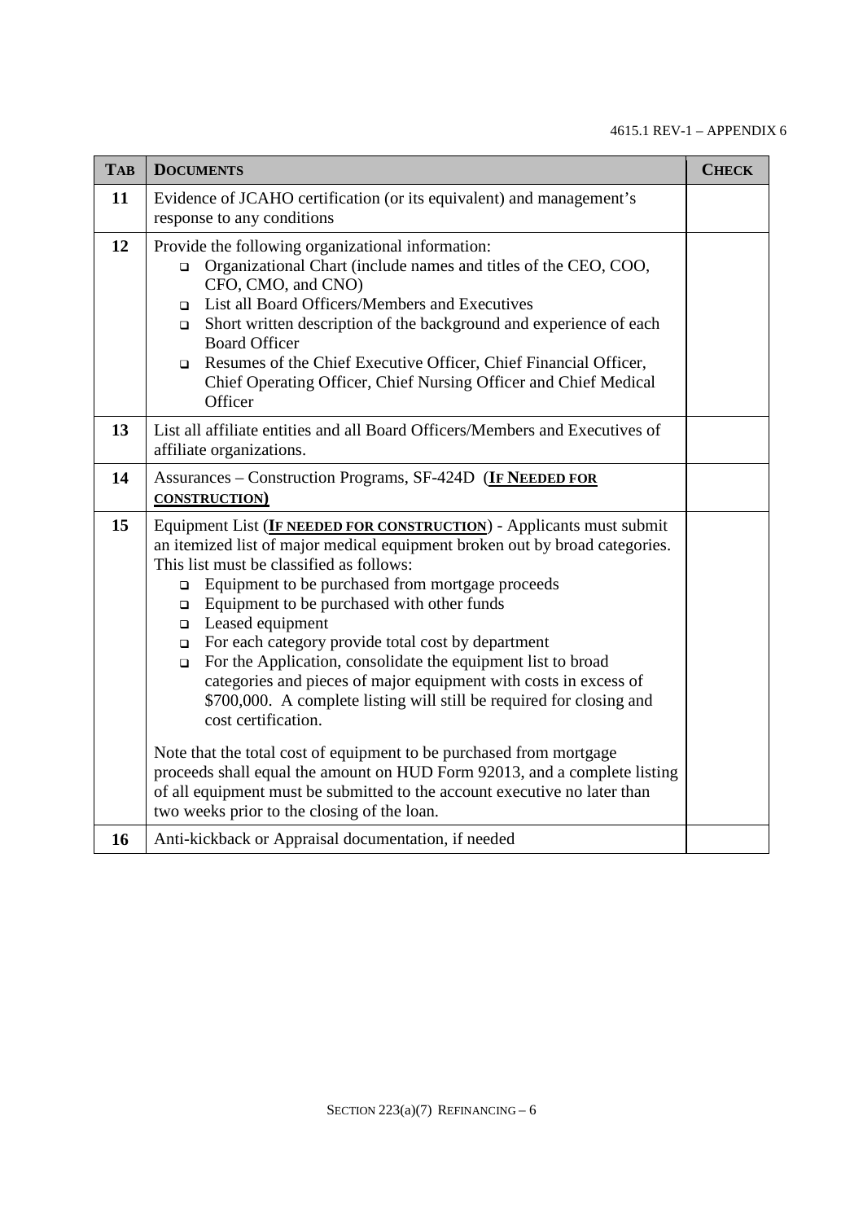| TAB | DOCUMENTS | CHECK |
|---|---|---|
| 11 | Evidence of JCAHO certification (or its equivalent) and management's response to any conditions | |
| 12 | Provide the following organizational information:<br>❑ Organizational Chart (include names and titles of the CEO, COO, CFO, CMO, and CNO)<br>❑ List all Board Officers/Members and Executives<br>❑ Short written description of the background and experience of each Board Officer<br>❑ Resumes of the Chief Executive Officer, Chief Financial Officer, Chief Operating Officer, Chief Nursing Officer and Chief Medical Officer | |
| 13 | List all affiliate entities and all Board Officers/Members and Executives of affiliate organizations. | |
| 14 | Assurances – Construction Programs, SF-424D (**IF NEEDED FOR CONSTRUCTION**) | |
| 15 | Equipment List (**IF NEEDED FOR CONSTRUCTION**) - Applicants must submit an itemized list of major medical equipment broken out by broad categories. This list must be classified as follows:<br>❑ Equipment to be purchased from mortgage proceeds<br>❑ Equipment to be purchased with other funds<br>❑ Leased equipment<br>❑ For each category provide total cost by department<br>❑ For the Application, consolidate the equipment list to broad categories and pieces of major equipment with costs in excess of $700,000. A complete listing will still be required for closing and cost certification.<br><br>Note that the total cost of equipment to be purchased from mortgage proceeds shall equal the amount on HUD Form 92013, and a complete listing of all equipment must be submitted to the account executive no later than two weeks prior to the closing of the loan. | |
| 16 | Anti-kickback or Appraisal documentation, if needed | |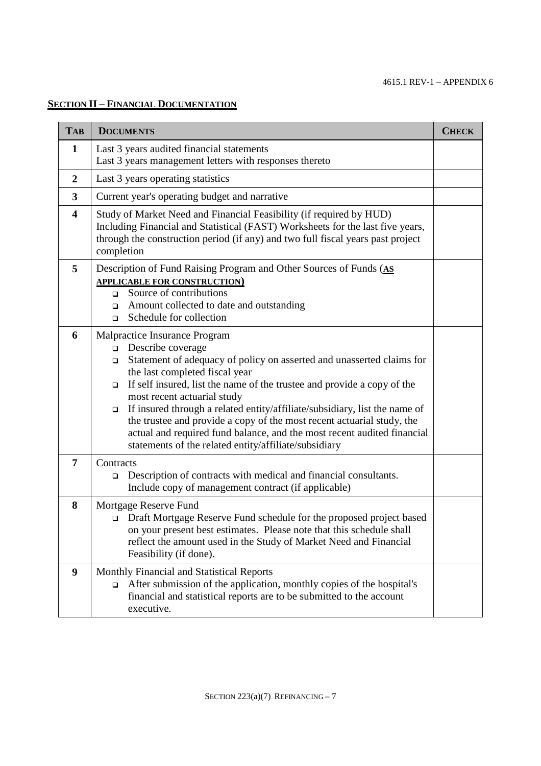## SECTION II – FINANCIAL DOCUMENTATION

| TAB | DOCUMENTS | CHECK |
|---|---|---|
| **1** | Last 3 years audited financial statements<br>Last 3 years management letters with responses thereto | |
| **2** | Last 3 years operating statistics | |
| **3** | Current year's operating budget and narrative | |
| **4** | Study of Market Need and Financial Feasibility (if required by HUD) Including Financial and Statistical (FAST) Worksheets for the last five years, through the construction period (if any) and two full fiscal years past project completion | |
| **5** | Description of Fund Raising Program and Other Sources of Funds (**AS APPLICABLE FOR CONSTRUCTION**)<br>❑ Source of contributions<br>❑ Amount collected to date and outstanding<br>❑ Schedule for collection | |
| **6** | Malpractice Insurance Program<br>❑ Describe coverage<br>❑ Statement of adequacy of policy on asserted and unasserted claims for the last completed fiscal year<br>❑ If self insured, list the name of the trustee and provide a copy of the most recent actuarial study<br>❑ If insured through a related entity/affiliate/subsidiary, list the name of the trustee and provide a copy of the most recent actuarial study, the actual and required fund balance, and the most recent audited financial statements of the related entity/affiliate/subsidiary | |
| **7** | Contracts<br>❑ Description of contracts with medical and financial consultants. Include copy of management contract (if applicable) | |
| **8** | Mortgage Reserve Fund<br>❑ Draft Mortgage Reserve Fund schedule for the proposed project based on your present best estimates. Please note that this schedule shall reflect the amount used in the Study of Market Need and Financial Feasibility (if done). | |
| **9** | Monthly Financial and Statistical Reports<br>❑ After submission of the application, monthly copies of the hospital's financial and statistical reports are to be submitted to the account executive. | |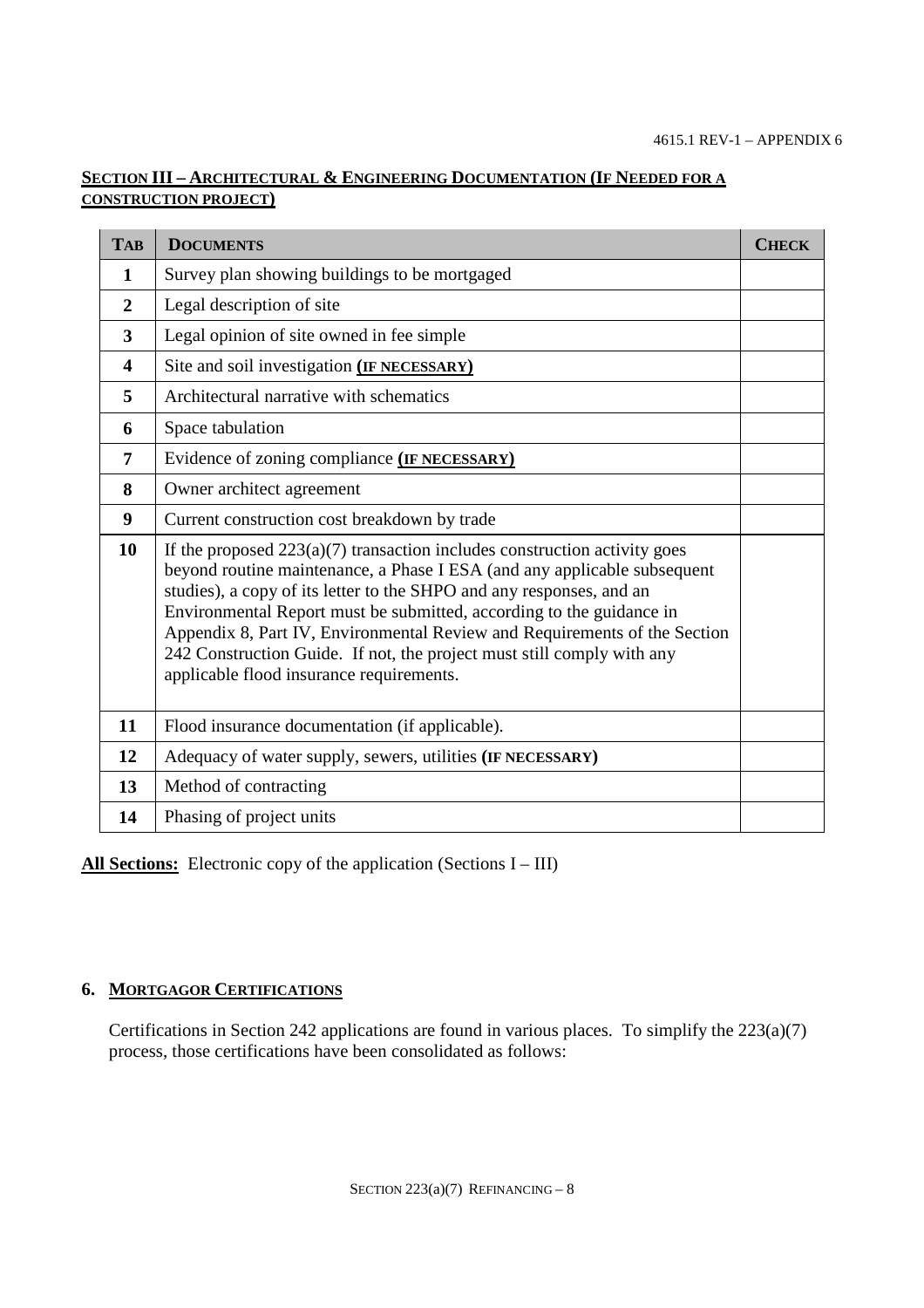**<u>Section III – Architectural & Engineering Documentation (If Needed for a construction project)</u>**

| Tab | Documents | Check |
|---|---|---|
| **1** | Survey plan showing buildings to be mortgaged | |
| **2** | Legal description of site | |
| **3** | Legal opinion of site owned in fee simple | |
| **4** | Site and soil investigation **(IF NECESSARY)** | |
| **5** | Architectural narrative with schematics | |
| **6** | Space tabulation | |
| **7** | Evidence of zoning compliance **(IF NECESSARY)** | |
| **8** | Owner architect agreement | |
| **9** | Current construction cost breakdown by trade | |
| **10** | If the proposed 223(a)(7) transaction includes construction activity goes beyond routine maintenance, a Phase I ESA (and any applicable subsequent studies), a copy of its letter to the SHPO and any responses, and an Environmental Report must be submitted, according to the guidance in Appendix 8, Part IV, Environmental Review and Requirements of the Section 242 Construction Guide. If not, the project must still comply with any applicable flood insurance requirements. | |
| **11** | Flood insurance documentation (if applicable). | |
| **12** | Adequacy of water supply, sewers, utilities **(IF NECESSARY)** | |
| **13** | Method of contracting | |
| **14** | Phasing of project units | |

**<u>All Sections:</u>** Electronic copy of the application (Sections I – III)

## 6. <u>Mortgagor Certifications</u>

Certifications in Section 242 applications are found in various places. To simplify the 223(a)(7) process, those certifications have been consolidated as follows: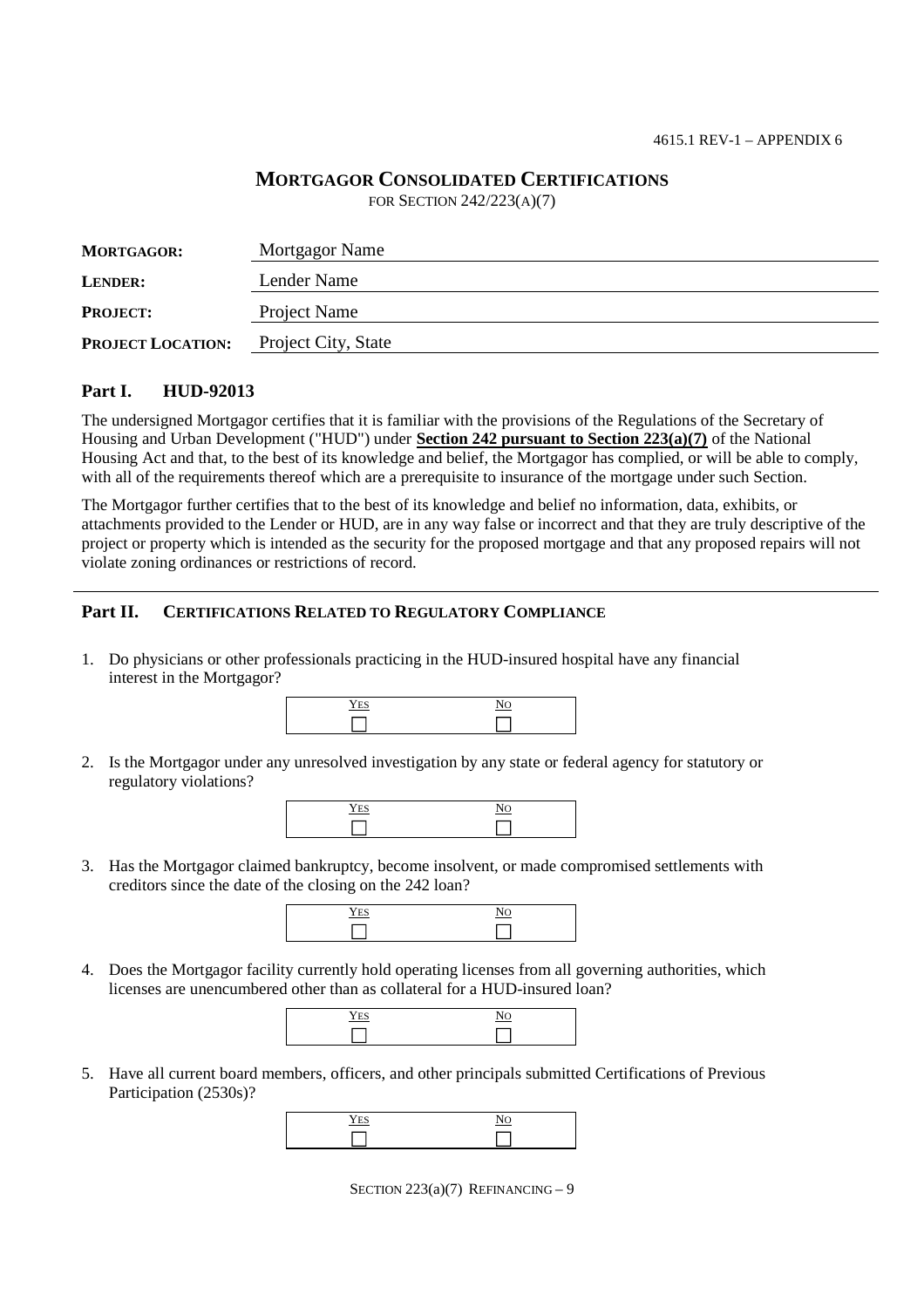# MORTGAGOR CONSOLIDATED CERTIFICATIONS

FOR SECTION 242/223(A)(7)

| | |
|---|---|
| **MORTGAGOR:** | Mortgagor Name |
| **LENDER:** | Lender Name |
| **PROJECT:** | Project Name |
| **PROJECT LOCATION:** | Project City, State |

## Part I. HUD-92013

The undersigned Mortgagor certifies that it is familiar with the provisions of the Regulations of the Secretary of Housing and Urban Development ("HUD") under **Section 242 pursuant to Section 223(a)(7)** of the National Housing Act and that, to the best of its knowledge and belief, the Mortgagor has complied, or will be able to comply, with all of the requirements thereof which are a prerequisite to insurance of the mortgage under such Section.

The Mortgagor further certifies that to the best of its knowledge and belief no information, data, exhibits, or attachments provided to the Lender or HUD, are in any way false or incorrect and that they are truly descriptive of the project or property which is intended as the security for the proposed mortgage and that any proposed repairs will not violate zoning ordinances or restrictions of record.

## Part II. CERTIFICATIONS RELATED TO REGULATORY COMPLIANCE

1. Do physicians or other professionals practicing in the HUD-insured hospital have any financial interest in the Mortgagor?

| YES | NO |
|---|---|
| ☐ | ☐ |

2. Is the Mortgagor under any unresolved investigation by any state or federal agency for statutory or regulatory violations?

| YES | NO |
|---|---|
| ☐ | ☐ |

3. Has the Mortgagor claimed bankruptcy, become insolvent, or made compromised settlements with creditors since the date of the closing on the 242 loan?

| YES | NO |
|---|---|
| ☐ | ☐ |

4. Does the Mortgagor facility currently hold operating licenses from all governing authorities, which licenses are unencumbered other than as collateral for a HUD-insured loan?

| YES | NO |
|---|---|
| ☐ | ☐ |

5. Have all current board members, officers, and other principals submitted Certifications of Previous Participation (2530s)?

| YES | NO |
|---|---|
| ☐ | ☐ |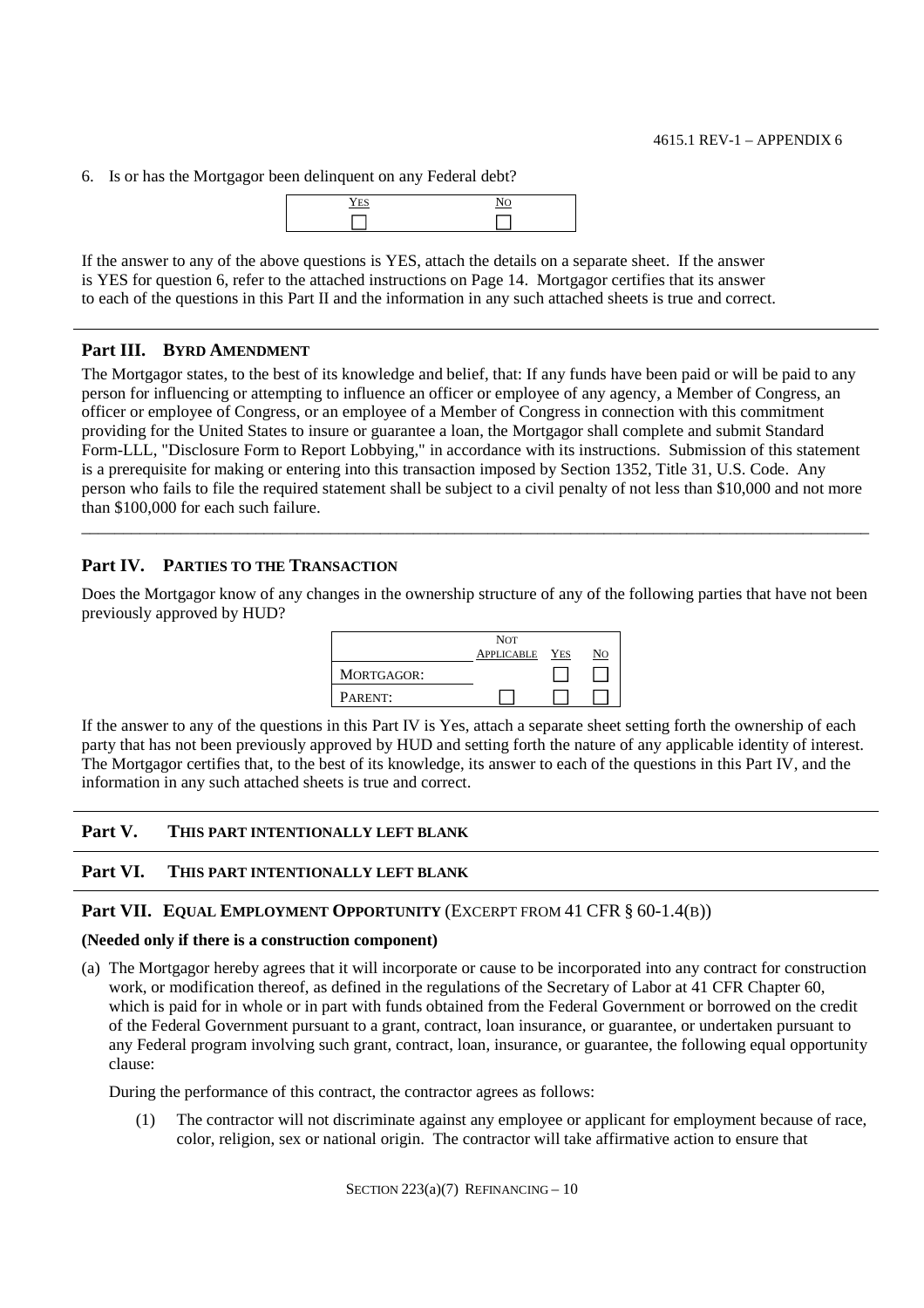6. Is or has the Mortgagor been delinquent on any Federal debt?

| Yes | No |
|---|---|
| ☐ | ☐ |

If the answer to any of the above questions is YES, attach the details on a separate sheet. If the answer is YES for question 6, refer to the attached instructions on Page 14. Mortgagor certifies that its answer to each of the questions in this Part II and the information in any such attached sheets is true and correct.

## Part III. BYRD AMENDMENT

The Mortgagor states, to the best of its knowledge and belief, that: If any funds have been paid or will be paid to any person for influencing or attempting to influence an officer or employee of any agency, a Member of Congress, an officer or employee of Congress, or an employee of a Member of Congress in connection with this commitment providing for the United States to insure or guarantee a loan, the Mortgagor shall complete and submit Standard Form-LLL, "Disclosure Form to Report Lobbying," in accordance with its instructions. Submission of this statement is a prerequisite for making or entering into this transaction imposed by Section 1352, Title 31, U.S. Code. Any person who fails to file the required statement shall be subject to a civil penalty of not less than $10,000 and not more than $100,000 for each such failure.

## Part IV. PARTIES TO THE TRANSACTION

Does the Mortgagor know of any changes in the ownership structure of any of the following parties that have not been previously approved by HUD?

| | Not Applicable | Yes | No |
|---|---|---|---|
| Mortgagor: | | ☐ | ☐ |
| Parent: | ☐ | ☐ | ☐ |

If the answer to any of the questions in this Part IV is Yes, attach a separate sheet setting forth the ownership of each party that has not been previously approved by HUD and setting forth the nature of any applicable identity of interest. The Mortgagor certifies that, to the best of its knowledge, its answer to each of the questions in this Part IV, and the information in any such attached sheets is true and correct.

## Part V. THIS PART INTENTIONALLY LEFT BLANK

## Part VI. THIS PART INTENTIONALLY LEFT BLANK

## Part VII. EQUAL EMPLOYMENT OPPORTUNITY (EXCERPT FROM 41 CFR § 60-1.4(B))

**(Needed only if there is a construction component)**

(a) The Mortgagor hereby agrees that it will incorporate or cause to be incorporated into any contract for construction work, or modification thereof, as defined in the regulations of the Secretary of Labor at 41 CFR Chapter 60, which is paid for in whole or in part with funds obtained from the Federal Government or borrowed on the credit of the Federal Government pursuant to a grant, contract, loan insurance, or guarantee, or undertaken pursuant to any Federal program involving such grant, contract, loan, insurance, or guarantee, the following equal opportunity clause:

During the performance of this contract, the contractor agrees as follows:

(1) The contractor will not discriminate against any employee or applicant for employment because of race, color, religion, sex or national origin. The contractor will take affirmative action to ensure that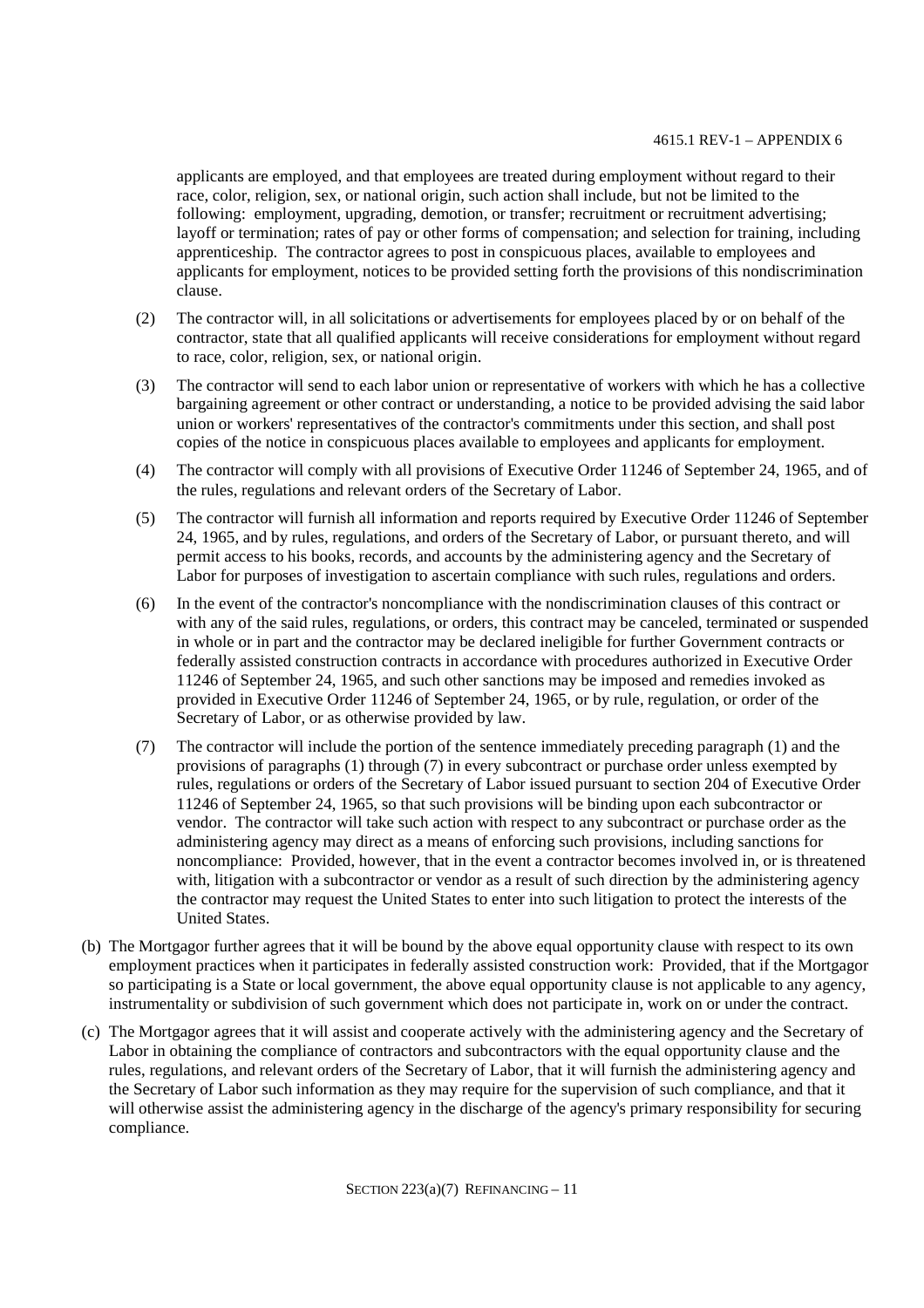applicants are employed, and that employees are treated during employment without regard to their race, color, religion, sex, or national origin, such action shall include, but not be limited to the following: employment, upgrading, demotion, or transfer; recruitment or recruitment advertising; layoff or termination; rates of pay or other forms of compensation; and selection for training, including apprenticeship. The contractor agrees to post in conspicuous places, available to employees and applicants for employment, notices to be provided setting forth the provisions of this nondiscrimination clause.

(2) The contractor will, in all solicitations or advertisements for employees placed by or on behalf of the contractor, state that all qualified applicants will receive considerations for employment without regard to race, color, religion, sex, or national origin.

(3) The contractor will send to each labor union or representative of workers with which he has a collective bargaining agreement or other contract or understanding, a notice to be provided advising the said labor union or workers' representatives of the contractor's commitments under this section, and shall post copies of the notice in conspicuous places available to employees and applicants for employment.

(4) The contractor will comply with all provisions of Executive Order 11246 of September 24, 1965, and of the rules, regulations and relevant orders of the Secretary of Labor.

(5) The contractor will furnish all information and reports required by Executive Order 11246 of September 24, 1965, and by rules, regulations, and orders of the Secretary of Labor, or pursuant thereto, and will permit access to his books, records, and accounts by the administering agency and the Secretary of Labor for purposes of investigation to ascertain compliance with such rules, regulations and orders.

(6) In the event of the contractor's noncompliance with the nondiscrimination clauses of this contract or with any of the said rules, regulations, or orders, this contract may be canceled, terminated or suspended in whole or in part and the contractor may be declared ineligible for further Government contracts or federally assisted construction contracts in accordance with procedures authorized in Executive Order 11246 of September 24, 1965, and such other sanctions may be imposed and remedies invoked as provided in Executive Order 11246 of September 24, 1965, or by rule, regulation, or order of the Secretary of Labor, or as otherwise provided by law.

(7) The contractor will include the portion of the sentence immediately preceding paragraph (1) and the provisions of paragraphs (1) through (7) in every subcontract or purchase order unless exempted by rules, regulations or orders of the Secretary of Labor issued pursuant to section 204 of Executive Order 11246 of September 24, 1965, so that such provisions will be binding upon each subcontractor or vendor. The contractor will take such action with respect to any subcontract or purchase order as the administering agency may direct as a means of enforcing such provisions, including sanctions for noncompliance: Provided, however, that in the event a contractor becomes involved in, or is threatened with, litigation with a subcontractor or vendor as a result of such direction by the administering agency the contractor may request the United States to enter into such litigation to protect the interests of the United States.

(b) The Mortgagor further agrees that it will be bound by the above equal opportunity clause with respect to its own employment practices when it participates in federally assisted construction work: Provided, that if the Mortgagor so participating is a State or local government, the above equal opportunity clause is not applicable to any agency, instrumentality or subdivision of such government which does not participate in, work on or under the contract.

(c) The Mortgagor agrees that it will assist and cooperate actively with the administering agency and the Secretary of Labor in obtaining the compliance of contractors and subcontractors with the equal opportunity clause and the rules, regulations, and relevant orders of the Secretary of Labor, that it will furnish the administering agency and the Secretary of Labor such information as they may require for the supervision of such compliance, and that it will otherwise assist the administering agency in the discharge of the agency's primary responsibility for securing compliance.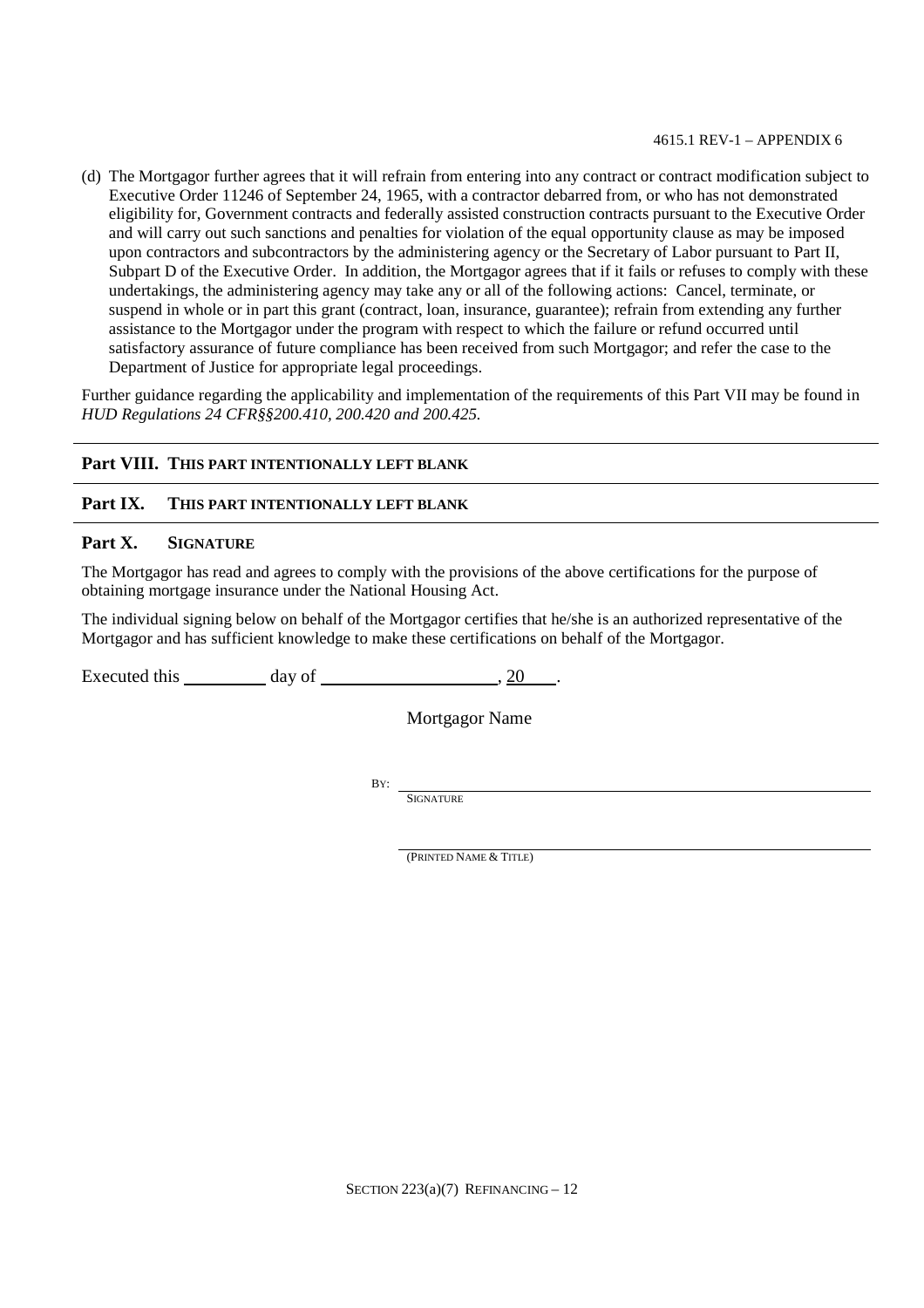(d) The Mortgagor further agrees that it will refrain from entering into any contract or contract modification subject to Executive Order 11246 of September 24, 1965, with a contractor debarred from, or who has not demonstrated eligibility for, Government contracts and federally assisted construction contracts pursuant to the Executive Order and will carry out such sanctions and penalties for violation of the equal opportunity clause as may be imposed upon contractors and subcontractors by the administering agency or the Secretary of Labor pursuant to Part II, Subpart D of the Executive Order. In addition, the Mortgagor agrees that if it fails or refuses to comply with these undertakings, the administering agency may take any or all of the following actions: Cancel, terminate, or suspend in whole or in part this grant (contract, loan, insurance, guarantee); refrain from extending any further assistance to the Mortgagor under the program with respect to which the failure or refund occurred until satisfactory assurance of future compliance has been received from such Mortgagor; and refer the case to the Department of Justice for appropriate legal proceedings.

Further guidance regarding the applicability and implementation of the requirements of this Part VII may be found in *HUD Regulations 24 CFR§§200.410, 200.420 and 200.425.*

## Part VIII. THIS PART INTENTIONALLY LEFT BLANK

## Part IX. THIS PART INTENTIONALLY LEFT BLANK

## Part X. SIGNATURE

The Mortgagor has read and agrees to comply with the provisions of the above certifications for the purpose of obtaining mortgage insurance under the National Housing Act.

The individual signing below on behalf of the Mortgagor certifies that he/she is an authorized representative of the Mortgagor and has sufficient knowledge to make these certifications on behalf of the Mortgagor.

Executed this \_\_\_\_\_\_\_\_\_ day of \_\_\_\_\_\_\_\_\_\_\_\_\_\_\_\_\_\_\_, 20\_\_\_.

Mortgagor Name

BY: \_\_\_\_\_\_\_\_\_\_\_\_\_\_\_\_\_\_\_\_\_\_\_\_\_\_\_\_\_\_\_\_\_\_\_\_\_\_\_\_
SIGNATURE

\_\_\_\_\_\_\_\_\_\_\_\_\_\_\_\_\_\_\_\_\_\_\_\_\_\_\_\_\_\_\_\_\_\_\_\_\_\_\_\_
(PRINTED NAME & TITLE)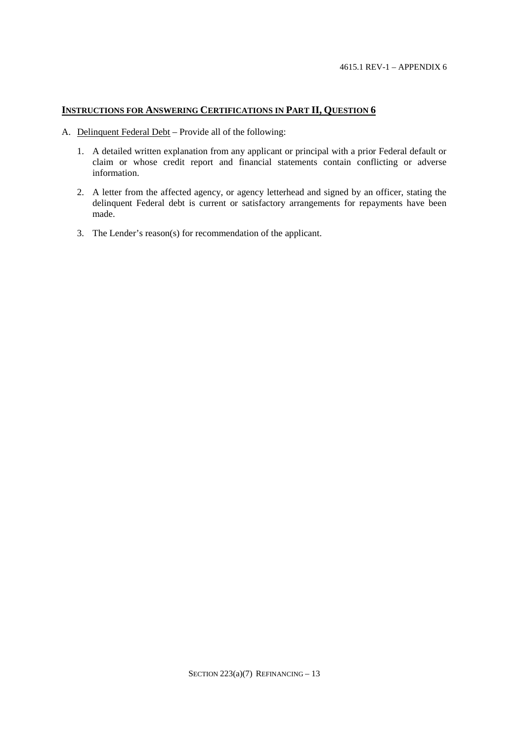## INSTRUCTIONS FOR ANSWERING CERTIFICATIONS IN PART II, QUESTION 6

A. Delinquent Federal Debt – Provide all of the following:

   1. A detailed written explanation from any applicant or principal with a prior Federal default or claim or whose credit report and financial statements contain conflicting or adverse information.

   2. A letter from the affected agency, or agency letterhead and signed by an officer, stating the delinquent Federal debt is current or satisfactory arrangements for repayments have been made.

   3. The Lender's reason(s) for recommendation of the applicant.